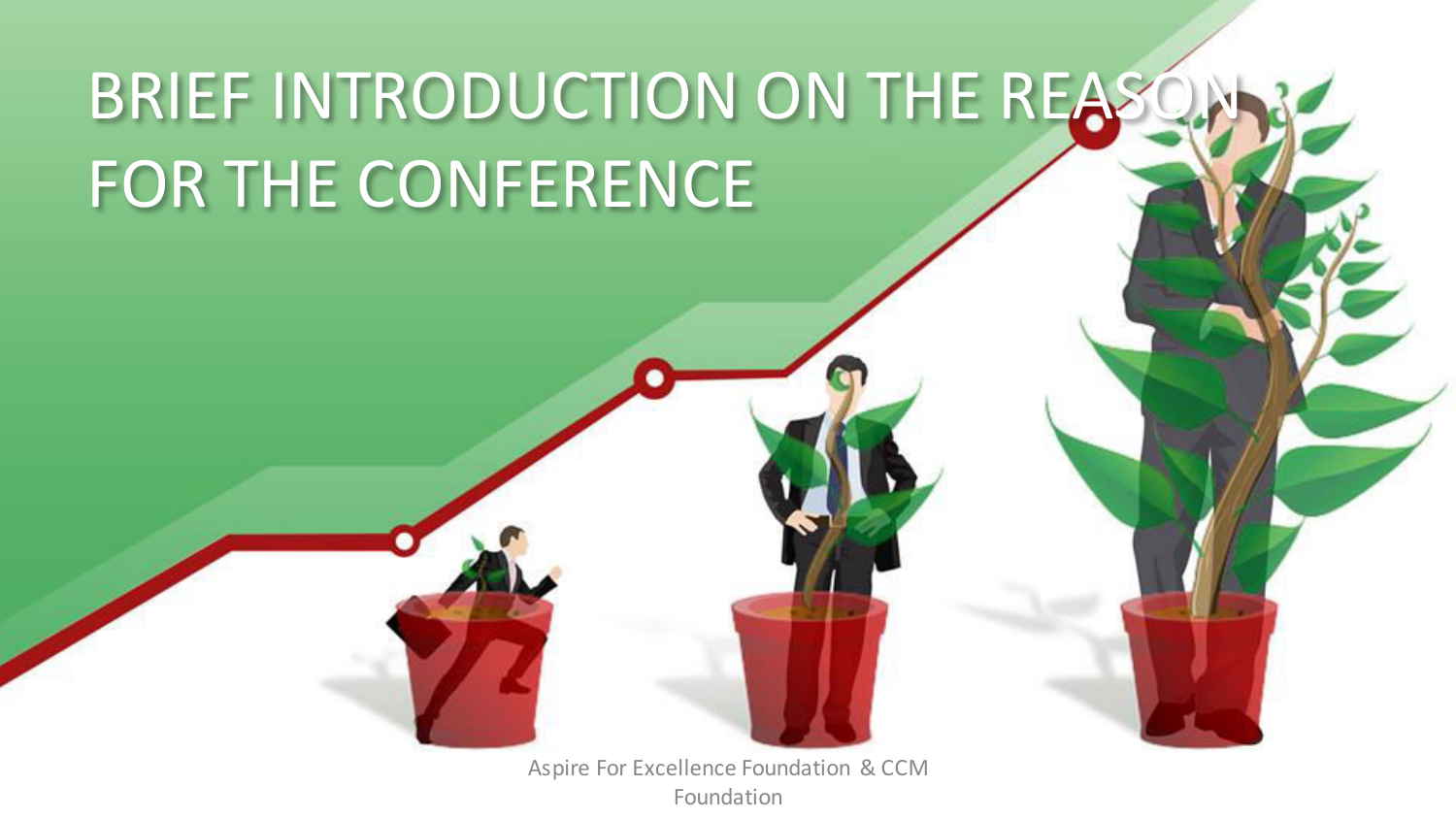# BRIEF INTRODUCTION ON THE REASON FOR THE CONFERENCE

Aspire For Excellence Foundation & CCM Foundation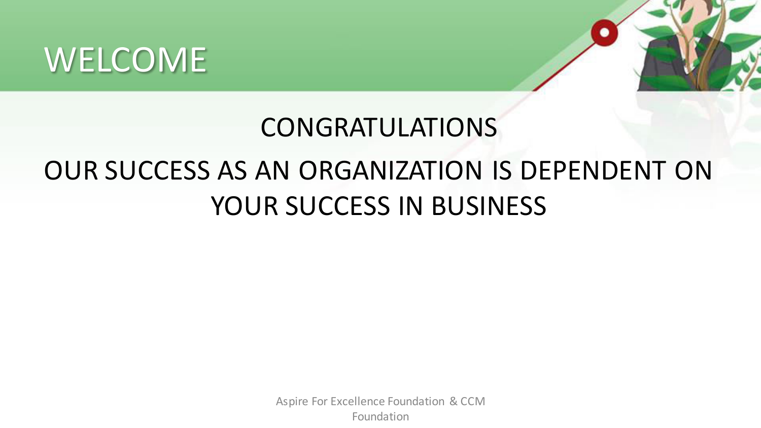# WELCOME

CONGRATULATIONS

OUR SUCCESS AS AN ORGANIZATION IS DEPENDENT ON YOUR SUCCESS IN BUSINESS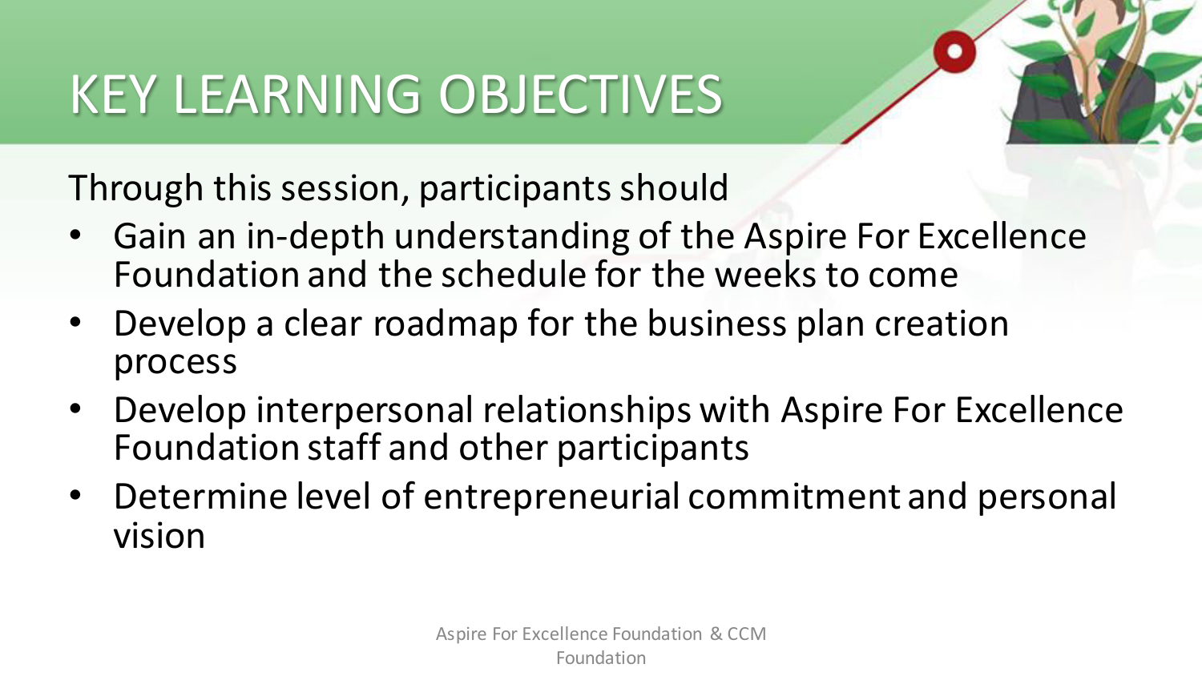# KEY LEARNING OBJECTIVES

Through this session, participants should

- Gain an in-depth understanding of the Aspire For Excellence Foundation and the schedule for the weeks to come
- Develop a clear roadmap for the business plan creation process
- Develop interpersonal relationships with Aspire For Excellence Foundation staff and other participants
- Determine level of entrepreneurial commitment and personal vision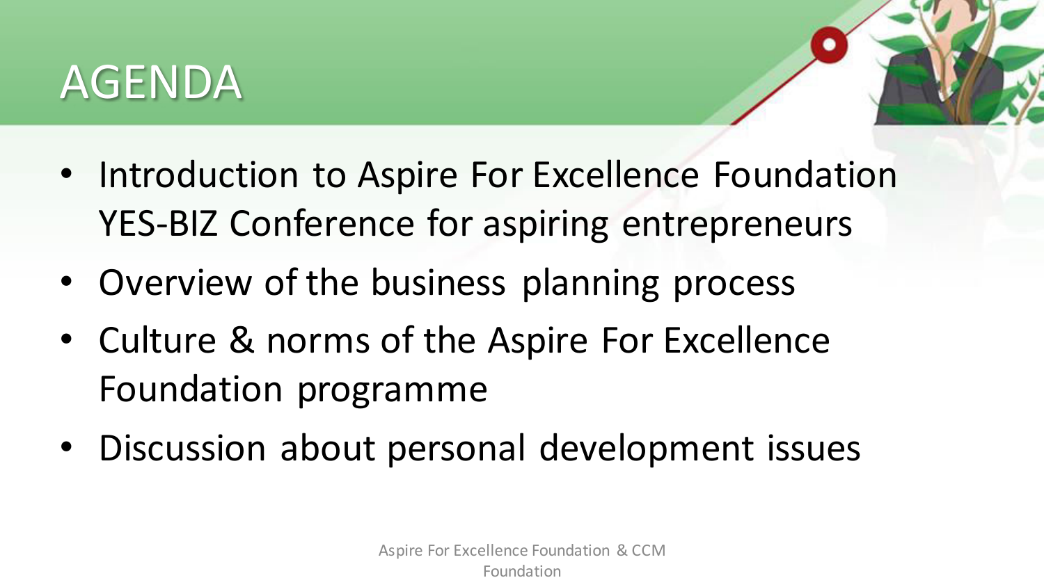# AGENDA

- Introduction to Aspire For Excellence Foundation YES-BIZ Conference for aspiring entrepreneurs
- Overview of the business planning process
- Culture & norms of the Aspire For Excellence Foundation programme
- Discussion about personal development issues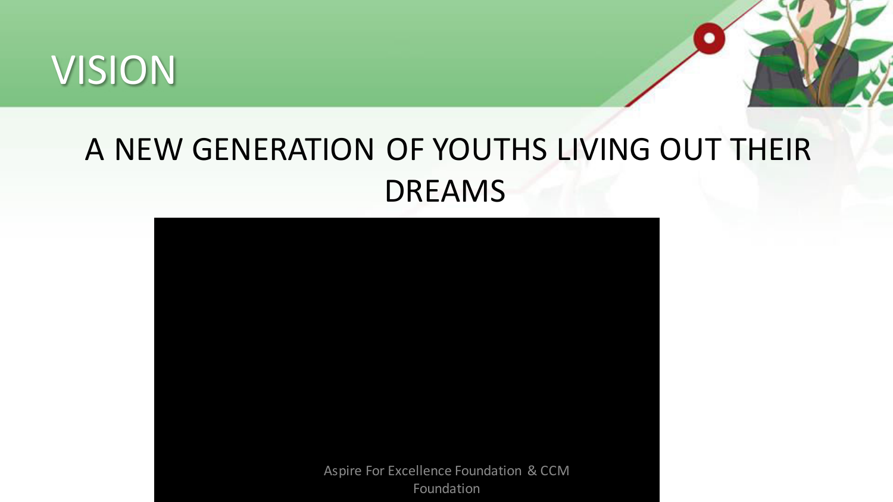# VISION

A NEW GENERATION OF YOUTHS LIVING OUT THEIR DREAMS

Aspire For Excellence Foundation & CCM Foundation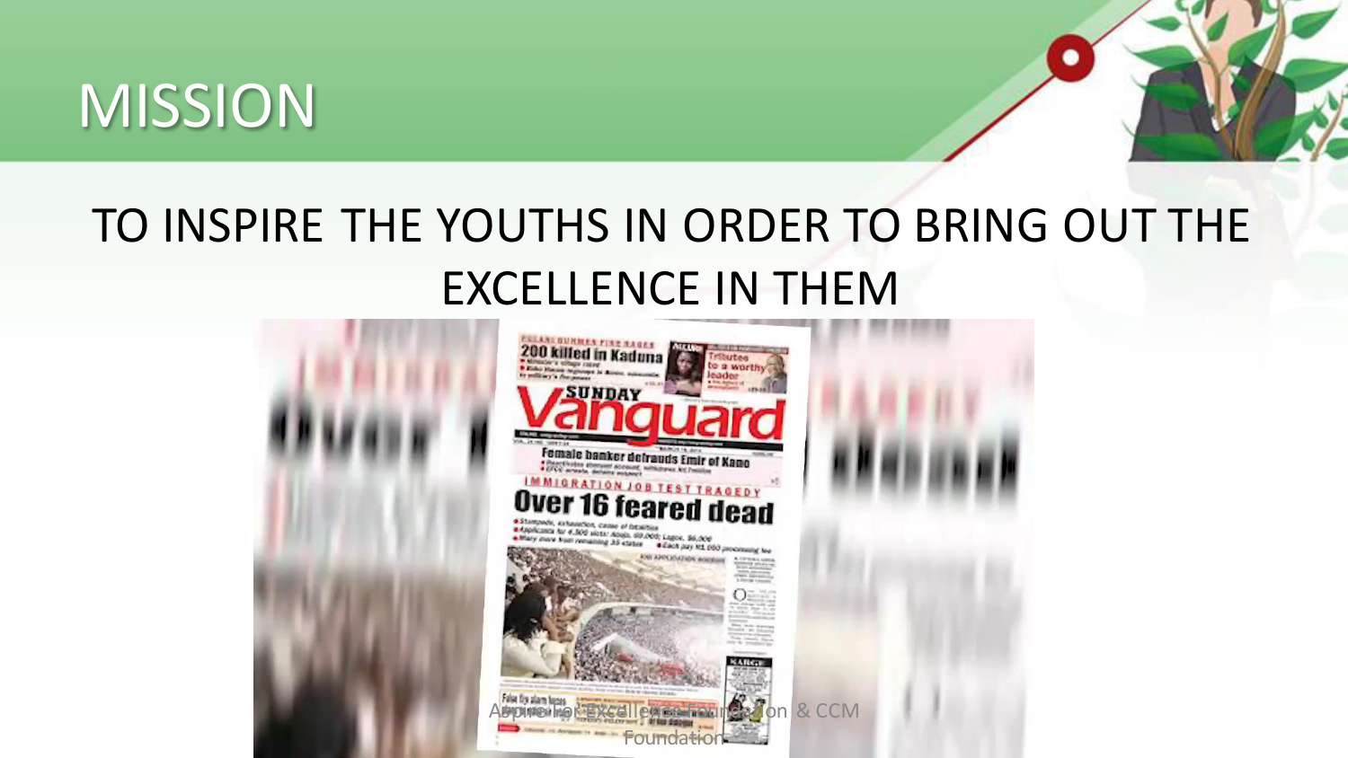# MISSION

TO INSPIRE THE YOUTHS IN ORDER TO BRING OUT THE EXCELLENCE IN THEM

Aspire for Excellence Foundation & CCM Foundation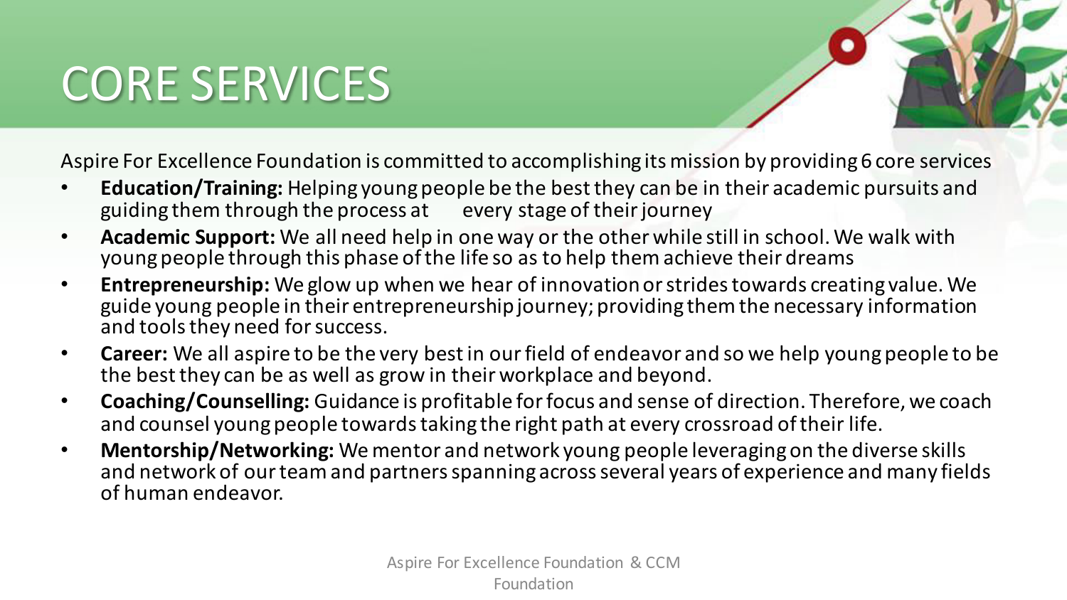# CORE SERVICES

Aspire For Excellence Foundation is committed to accomplishing its mission by providing 6 core services

- **Education/Training:** Helping young people be the best they can be in their academic pursuits and guiding them through the process at every stage of their journey
- **Academic Support:** We all need help in one way or the other while still in school. We walk with young people through this phase of the life so as to help them achieve their dreams
- **Entrepreneurship:** We glow up when we hear of innovation or strides towards creating value. We guide young people in their entrepreneurship journey; providing them the necessary information and tools they need for success.
- **Career:** We all aspire to be the very best in our field of endeavor and so we help young people to be the best they can be as well as grow in their workplace and beyond.
- **Coaching/Counselling:** Guidance is profitable for focus and sense of direction. Therefore, we coach and counsel young people towards taking the right path at every crossroad of their life.
- **Mentorship/Networking:** We mentor and network young people leveraging on the diverse skills and network of our team and partners spanning across several years of experience and many fields of human endeavor.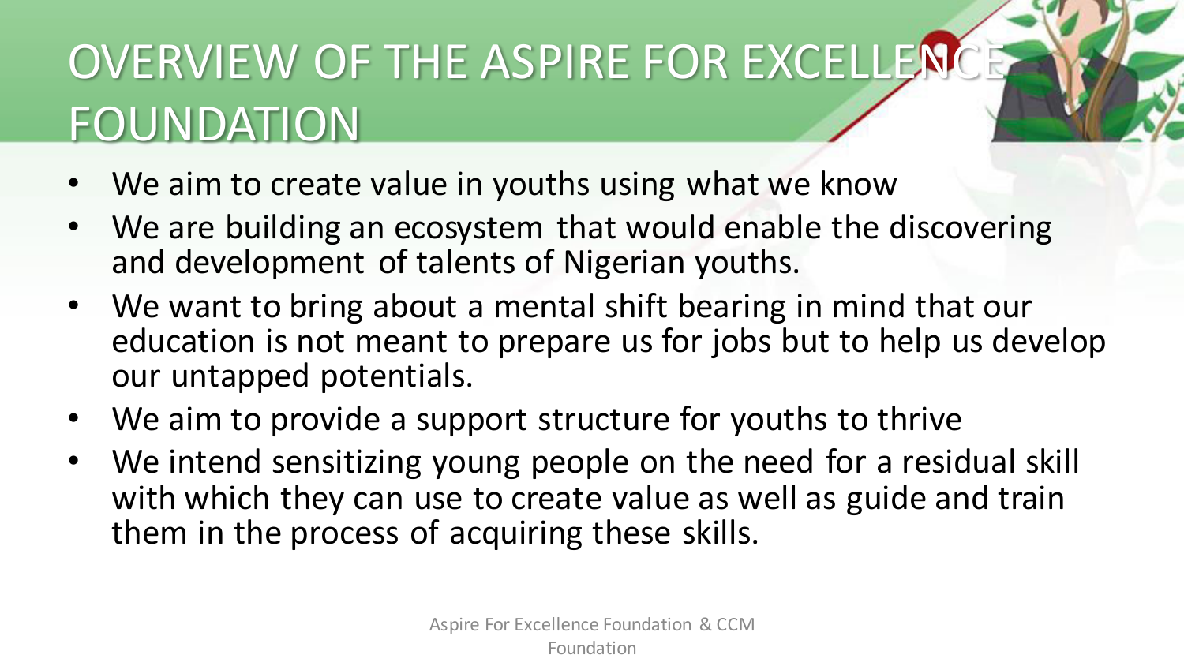# OVERVIEW OF THE ASPIRE FOR EXCELLENCE FOUNDATION

- We aim to create value in youths using what we know
- We are building an ecosystem that would enable the discovering and development of talents of Nigerian youths.
- We want to bring about a mental shift bearing in mind that our education is not meant to prepare us for jobs but to help us develop our untapped potentials.
- We aim to provide a support structure for youths to thrive
- We intend sensitizing young people on the need for a residual skill with which they can use to create value as well as guide and train them in the process of acquiring these skills.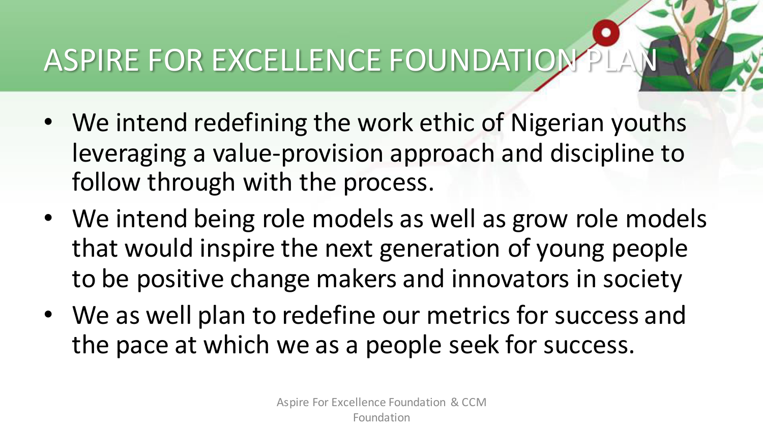# ASPIRE FOR EXCELLENCE FOUNDATION PLAN

- We intend redefining the work ethic of Nigerian youths leveraging a value-provision approach and discipline to follow through with the process.
- We intend being role models as well as grow role models that would inspire the next generation of young people to be positive change makers and innovators in society
- We as well plan to redefine our metrics for success and the pace at which we as a people seek for success.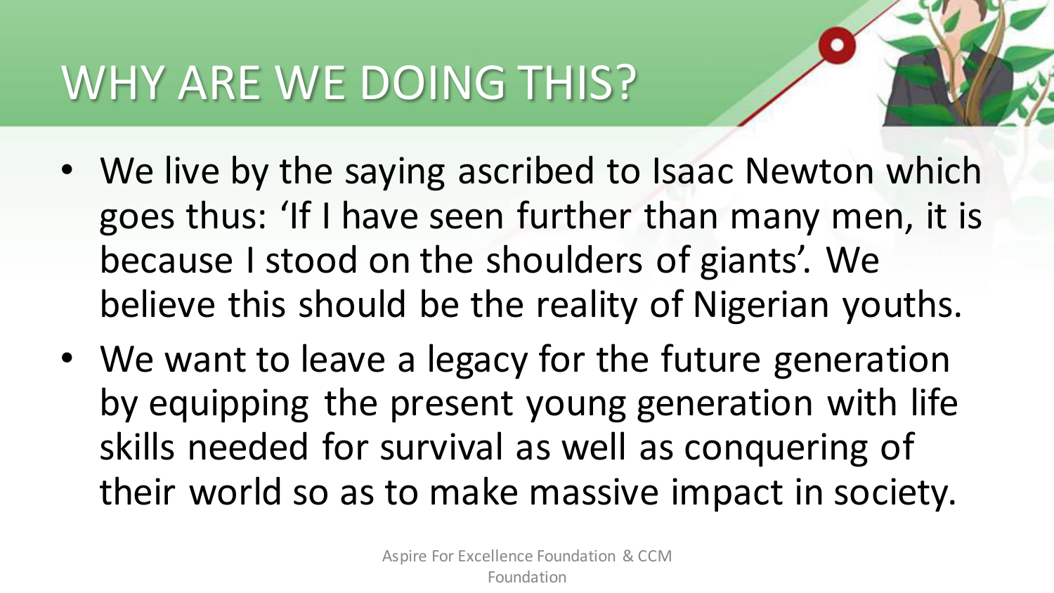# WHY ARE WE DOING THIS?

- We live by the saying ascribed to Isaac Newton which goes thus: 'If I have seen further than many men, it is because I stood on the shoulders of giants'. We believe this should be the reality of Nigerian youths.
- We want to leave a legacy for the future generation by equipping the present young generation with life skills needed for survival as well as conquering of their world so as to make massive impact in society.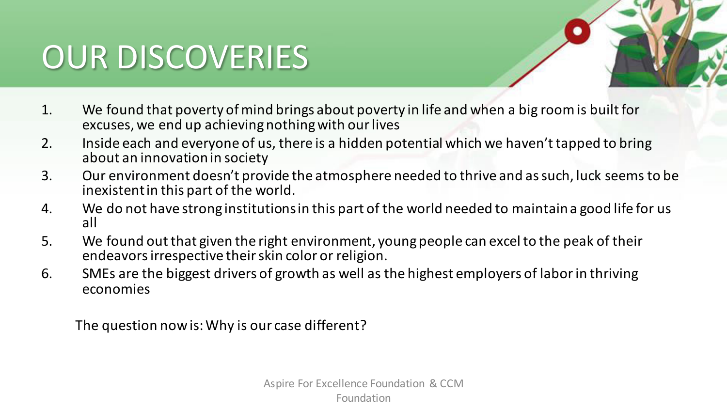# OUR DISCOVERIES

1. We found that poverty of mind brings about poverty in life and when a big room is built for excuses, we end up achieving nothing with our lives
2. Inside each and everyone of us, there is a hidden potential which we haven't tapped to bring about an innovation in society
3. Our environment doesn't provide the atmosphere needed to thrive and as such, luck seems to be inexistent in this part of the world.
4. We do not have strong institutions in this part of the world needed to maintain a good life for us all
5. We found out that given the right environment, young people can excel to the peak of their endeavors irrespective their skin color or religion.
6. SMEs are the biggest drivers of growth as well as the highest employers of labor in thriving economies

The question now is: Why is our case different?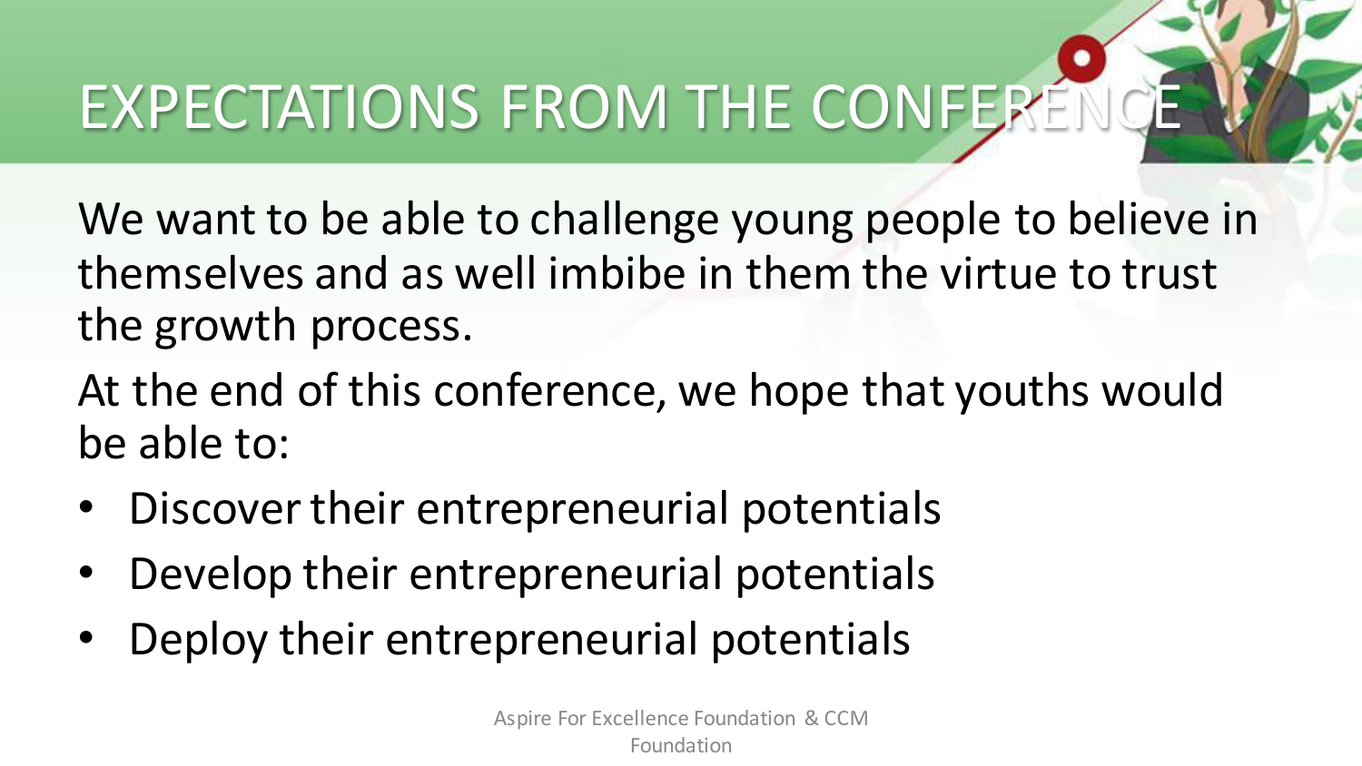# EXPECTATIONS FROM THE CONFERENCE

We want to be able to challenge young people to believe in themselves and as well imbibe in them the virtue to trust the growth process.

At the end of this conference, we hope that youths would be able to:

- Discover their entrepreneurial potentials
- Develop their entrepreneurial potentials
- Deploy their entrepreneurial potentials